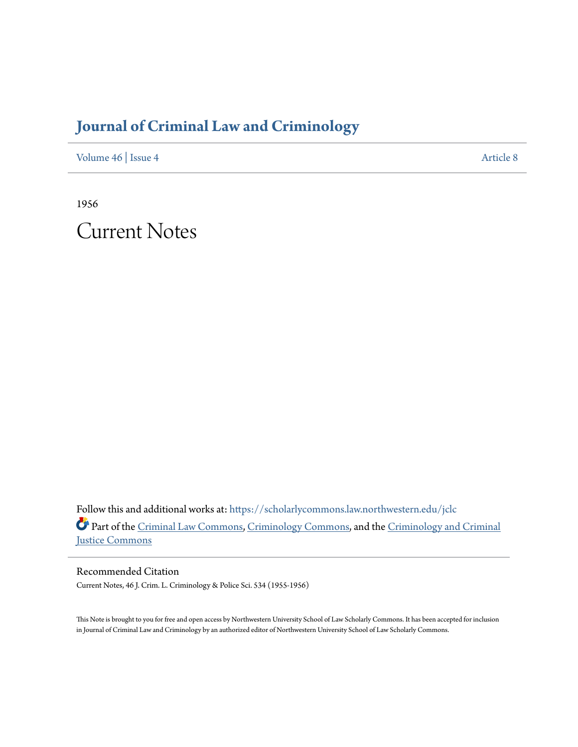# Journal of Criminal Law and Criminology

Volume 46 | Issue 4 Article 8

1956

# Current Notes

Follow this and additional works at: https://scholarlycommons.law.northwestern.edu/jclc

Part of the Criminal Law Commons, Criminology Commons, and the Criminology and Criminal Justice Commons

## Recommended Citation

Current Notes, 46 J. Crim. L. Criminology & Police Sci. 534 (1955-1956)

This Note is brought to you for free and open access by Northwestern University School of Law Scholarly Commons. It has been accepted for inclusion in Journal of Criminal Law and Criminology by an authorized editor of Northwestern University School of Law Scholarly Commons.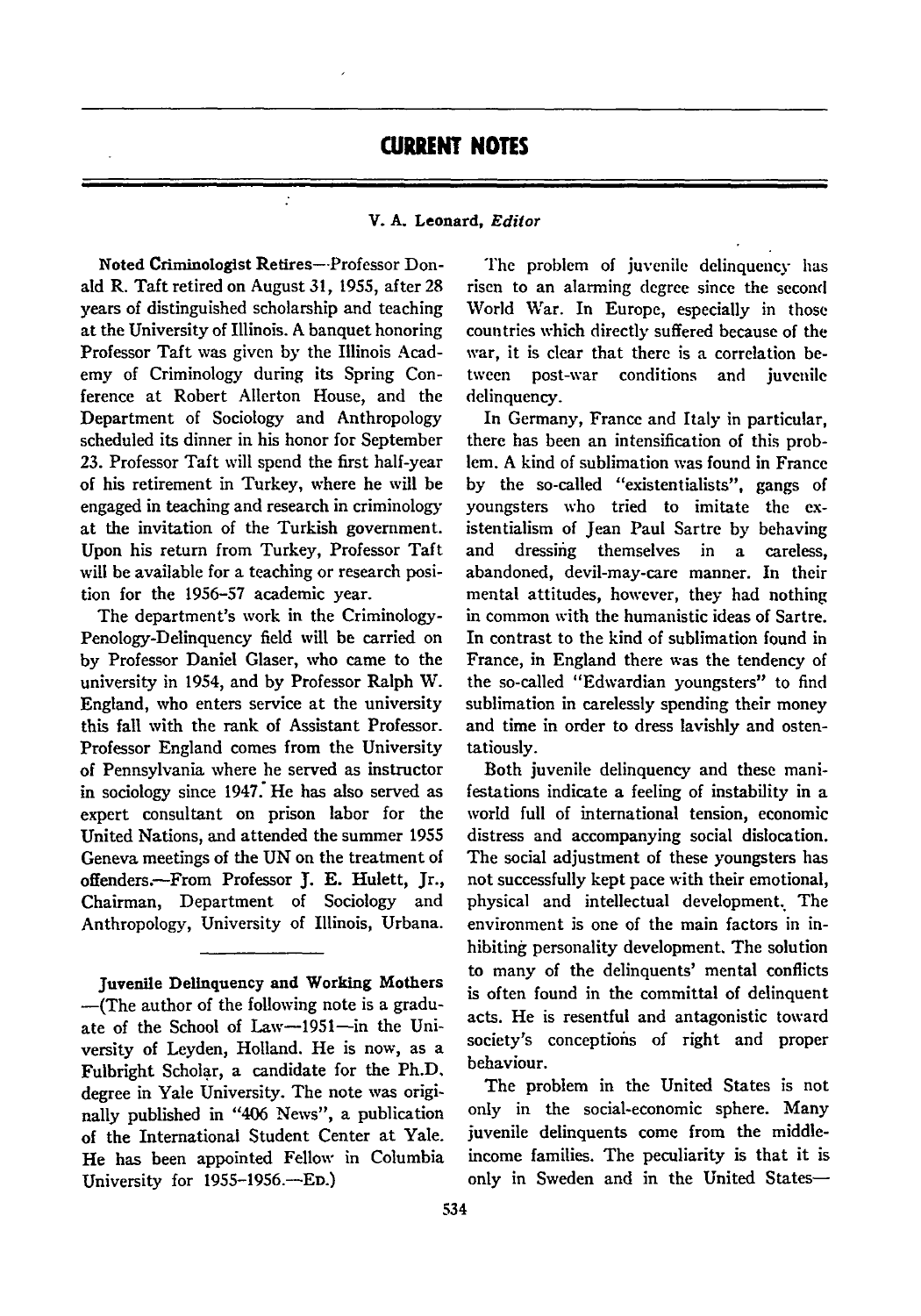# CURRENT NOTES

V. A. Leonard, *Editor*

**Noted Criminologist Retires**—Professor Donald R. Taft retired on August 31, 1955, after 28 years of distinguished scholarship and teaching at the University of Illinois. A banquet honoring Professor Taft was given by the Illinois Academy of Criminology during its Spring Conference at Robert Allerton House, and the Department of Sociology and Anthropology scheduled its dinner in his honor for September 23. Professor Taft will spend the first half-year of his retirement in Turkey, where he will be engaged in teaching and research in criminology at the invitation of the Turkish government. Upon his return from Turkey, Professor Taft will be available for a teaching or research position for the 1956–57 academic year.

The department's work in the Criminology-Penology-Delinquency field will be carried on by Professor Daniel Glaser, who came to the university in 1954, and by Professor Ralph W. England, who enters service at the university this fall with the rank of Assistant Professor. Professor England comes from the University of Pennsylvania where he served as instructor in sociology since 1947. He has also served as expert consultant on prison labor for the United Nations, and attended the summer 1955 Geneva meetings of the UN on the treatment of offenders.—From Professor J. E. Hulett, Jr., Chairman, Department of Sociology and Anthropology, University of Illinois, Urbana.

---

**Juvenile Delinquency and Working Mothers**—(The author of the following note is a graduate of the School of Law—1951—in the University of Leyden, Holland. He is now, as a Fulbright Scholar, a candidate for the Ph.D. degree in Yale University. The note was originally published in "406 News", a publication of the International Student Center at Yale. He has been appointed Fellow in Columbia University for 1955–1956.—Ed.)

The problem of juvenile delinquency has risen to an alarming degree since the second World War. In Europe, especially in those countries which directly suffered because of the war, it is clear that there is a correlation between post-war conditions and juvenile delinquency.

In Germany, France and Italy in particular, there has been an intensification of this problem. A kind of sublimation was found in France by the so-called "existentialists", gangs of youngsters who tried to imitate the existentialism of Jean Paul Sartre by behaving and dressing themselves in a careless, abandoned, devil-may-care manner. In their mental attitudes, however, they had nothing in common with the humanistic ideas of Sartre. In contrast to the kind of sublimation found in France, in England there was the tendency of the so-called "Edwardian youngsters" to find sublimation in carelessly spending their money and time in order to dress lavishly and ostentatiously.

Both juvenile delinquency and these manifestations indicate a feeling of instability in a world full of international tension, economic distress and accompanying social dislocation. The social adjustment of these youngsters has not successfully kept pace with their emotional, physical and intellectual development. The environment is one of the main factors in inhibiting personality development. The solution to many of the delinquents' mental conflicts is often found in the committal of delinquent acts. He is resentful and antagonistic toward society's conceptions of right and proper behaviour.

The problem in the United States is not only in the social-economic sphere. Many juvenile delinquents come from the middle-income families. The peculiarity is that it is only in Sweden and in the United States—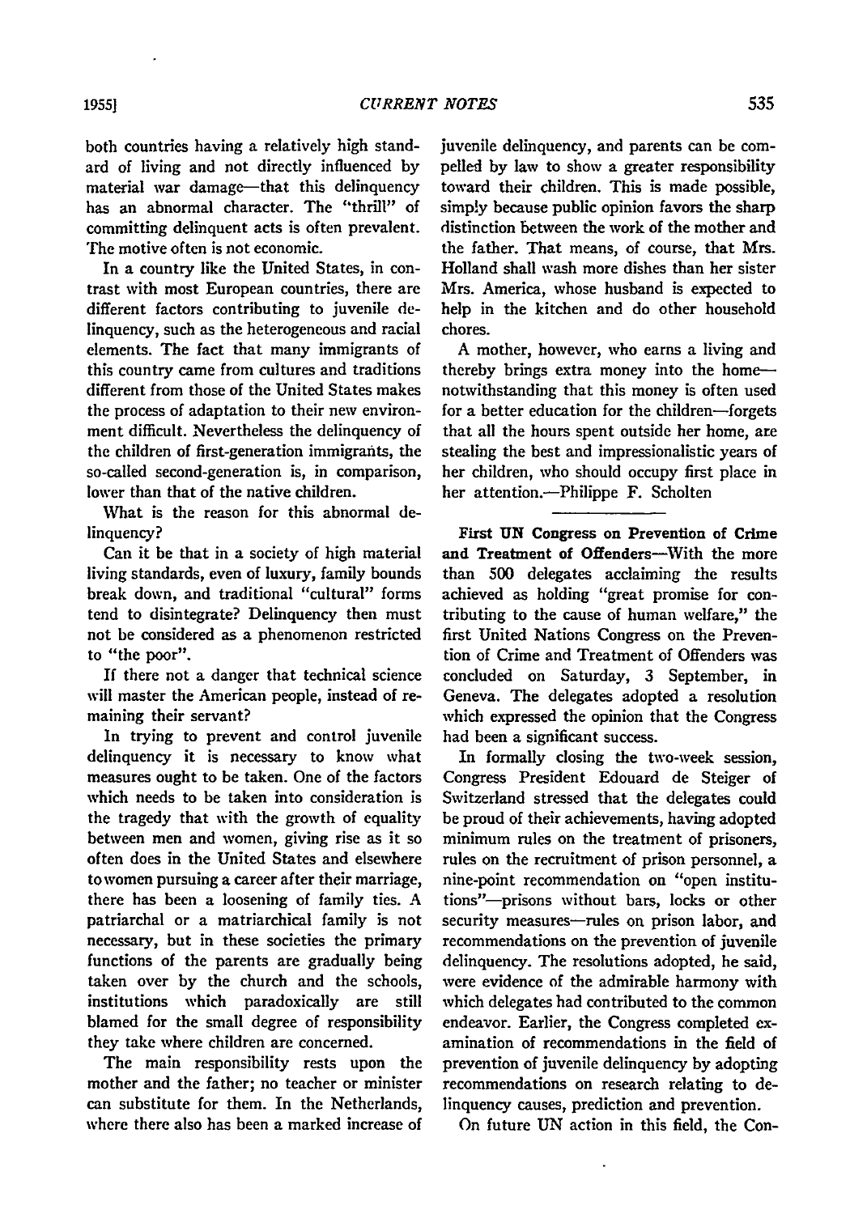both countries having a relatively high standard of living and not directly influenced by material war damage—that this delinquency has an abnormal character. The "thrill" of committing delinquent acts is often prevalent. The motive often is not economic.

In a country like the United States, in contrast with most European countries, there are different factors contributing to juvenile delinquency, such as the heterogeneous and racial elements. The fact that many immigrants of this country came from cultures and traditions different from those of the United States makes the process of adaptation to their new environment difficult. Nevertheless the delinquency of the children of first-generation immigrants, the so-called second-generation is, in comparison, lower than that of the native children.

What is the reason for this abnormal delinquency?

Can it be that in a society of high material living standards, even of luxury, family bounds break down, and traditional "cultural" forms tend to disintegrate? Delinquency then must not be considered as a phenomenon restricted to "the poor".

If there not a danger that technical science will master the American people, instead of remaining their servant?

In trying to prevent and control juvenile delinquency it is necessary to know what measures ought to be taken. One of the factors which needs to be taken into consideration is the tragedy that with the growth of equality between men and women, giving rise as it so often does in the United States and elsewhere to women pursuing a career after their marriage, there has been a loosening of family ties. A patriarchal or a matriarchical family is not necessary, but in these societies the primary functions of the parents are gradually being taken over by the church and the schools, institutions which paradoxically are still blamed for the small degree of responsibility they take where children are concerned.

The main responsibility rests upon the mother and the father; no teacher or minister can substitute for them. In the Netherlands, where there also has been a marked increase of juvenile delinquency, and parents can be compelled by law to show a greater responsibility toward their children. This is made possible, simply because public opinion favors the sharp distinction between the work of the mother and the father. That means, of course, that Mrs. Holland shall wash more dishes than her sister Mrs. America, whose husband is expected to help in the kitchen and do other household chores.

A mother, however, who earns a living and thereby brings extra money into the home—notwithstanding that this money is often used for a better education for the children—forgets that all the hours spent outside her home, are stealing the best and impressionalistic years of her children, who should occupy first place in her attention.—Philippe F. Scholten

---

**First UN Congress on Prevention of Crime and Treatment of Offenders**—With the more than 500 delegates acclaiming the results achieved as holding "great promise for contributing to the cause of human welfare," the first United Nations Congress on the Prevention of Crime and Treatment of Offenders was concluded on Saturday, 3 September, in Geneva. The delegates adopted a resolution which expressed the opinion that the Congress had been a significant success.

In formally closing the two-week session, Congress President Edouard de Steiger of Switzerland stressed that the delegates could be proud of their achievements, having adopted minimum rules on the treatment of prisoners, rules on the recruitment of prison personnel, a nine-point recommendation on "open institutions"—prisons without bars, locks or other security measures—rules on prison labor, and recommendations on the prevention of juvenile delinquency. The resolutions adopted, he said, were evidence of the admirable harmony with which delegates had contributed to the common endeavor. Earlier, the Congress completed examination of recommendations in the field of prevention of juvenile delinquency by adopting recommendations on research relating to delinquency causes, prediction and prevention.

On future UN action in this field, the Con-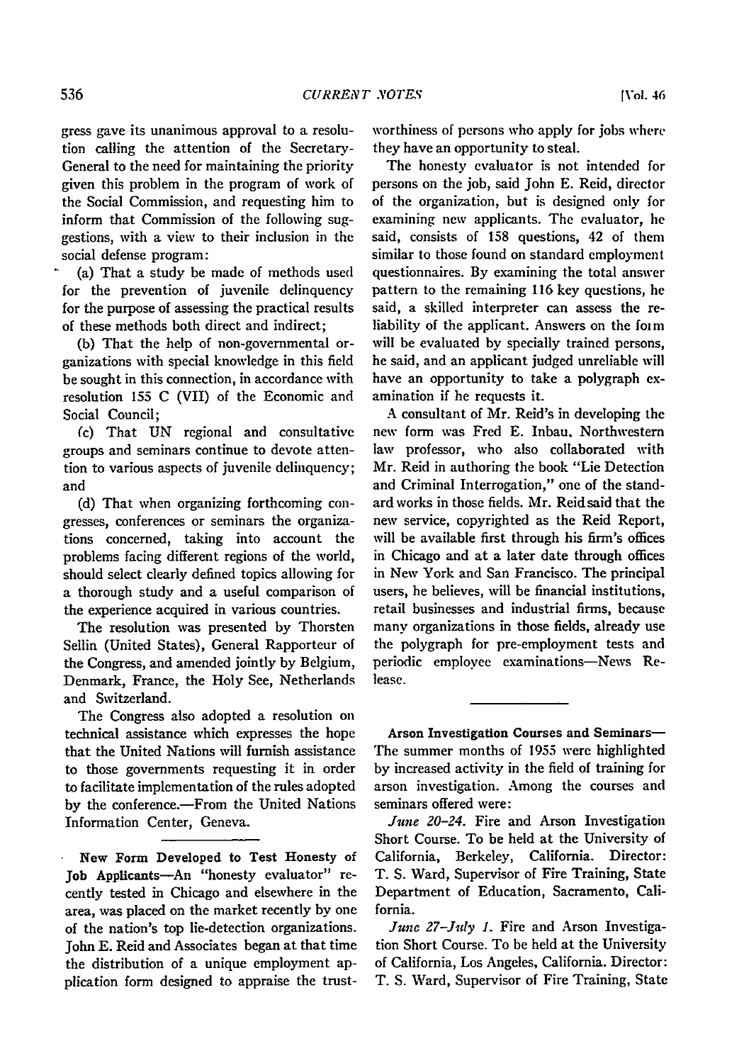gress gave its unanimous approval to a resolution calling the attention of the Secretary-General to the need for maintaining the priority given this problem in the program of work of the Social Commission, and requesting him to inform that Commission of the following suggestions, with a view to their inclusion in the social defense program:

(a) That a study be made of methods used for the prevention of juvenile delinquency for the purpose of assessing the practical results of these methods both direct and indirect;

(b) That the help of non-governmental organizations with special knowledge in this field be sought in this connection, in accordance with resolution 155 C (VII) of the Economic and Social Council;

(c) That UN regional and consultative groups and seminars continue to devote attention to various aspects of juvenile delinquency; and

(d) That when organizing forthcoming congresses, conferences or seminars the organizations concerned, taking into account the problems facing different regions of the world, should select clearly defined topics allowing for a thorough study and a useful comparison of the experience acquired in various countries.

The resolution was presented by Thorsten Sellin (United States), General Rapporteur of the Congress, and amended jointly by Belgium, Denmark, France, the Holy See, Netherlands and Switzerland.

The Congress also adopted a resolution on technical assistance which expresses the hope that the United Nations will furnish assistance to those governments requesting it in order to facilitate implementation of the rules adopted by the conference.—From the United Nations Information Center, Geneva.

**New Form Developed to Test Honesty of Job Applicants**—An "honesty evaluator" recently tested in Chicago and elsewhere in the area, was placed on the market recently by one of the nation's top lie-detection organizations. John E. Reid and Associates began at that time the distribution of a unique employment application form designed to appraise the trustworthiness of persons who apply for jobs where they have an opportunity to steal.

The honesty evaluator is not intended for persons on the job, said John E. Reid, director of the organization, but is designed only for examining new applicants. The evaluator, he said, consists of 158 questions, 42 of them similar to those found on standard employment questionnaires. By examining the total answer pattern to the remaining 116 key questions, he said, a skilled interpreter can assess the reliability of the applicant. Answers on the form will be evaluated by specially trained persons, he said, and an applicant judged unreliable will have an opportunity to take a polygraph examination if he requests it.

A consultant of Mr. Reid's in developing the new form was Fred E. Inbau, Northwestern law professor, who also collaborated with Mr. Reid in authoring the book "Lie Detection and Criminal Interrogation," one of the standard works in those fields. Mr. Reid said that the new service, copyrighted as the Reid Report, will be available first through his firm's offices in Chicago and at a later date through offices in New York and San Francisco. The principal users, he believes, will be financial institutions, retail businesses and industrial firms, because many organizations in those fields, already use the polygraph for pre-employment tests and periodic employee examinations—News Release.

**Arson Investigation Courses and Seminars**—The summer months of 1955 were highlighted by increased activity in the field of training for arson investigation. Among the courses and seminars offered were:

*June 20–24.* Fire and Arson Investigation Short Course. To be held at the University of California, Berkeley, California. Director: T. S. Ward, Supervisor of Fire Training, State Department of Education, Sacramento, California.

*June 27–July 1.* Fire and Arson Investigation Short Course. To be held at the University of California, Los Angeles, California. Director: T. S. Ward, Supervisor of Fire Training, State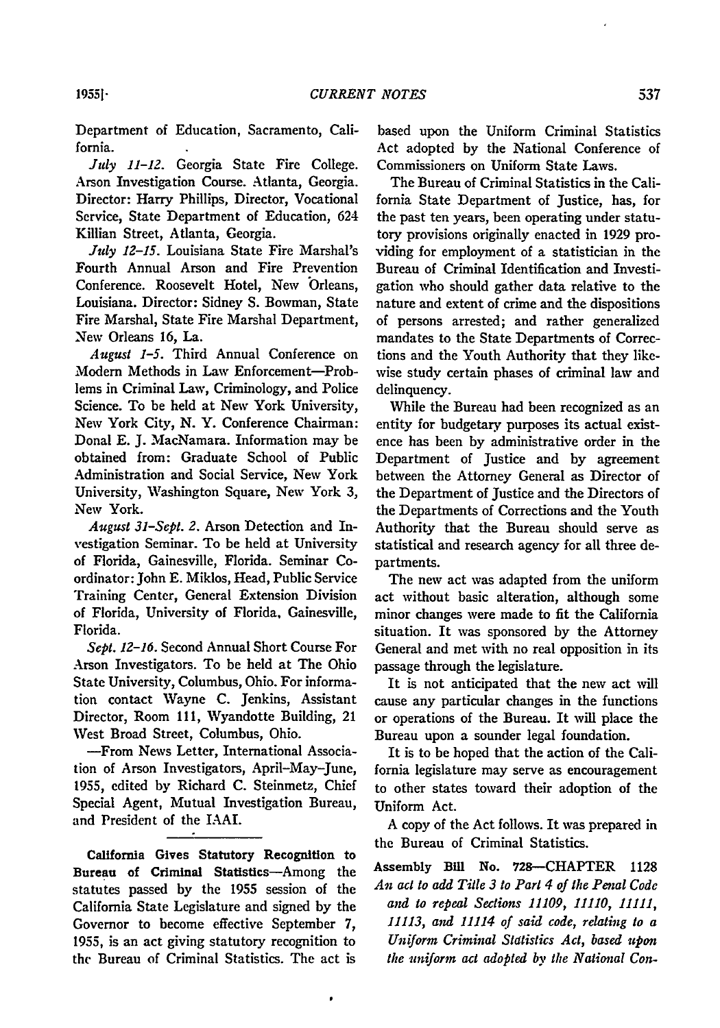Department of Education, Sacramento, California.

*July 11-12.* Georgia State Fire College. Arson Investigation Course. Atlanta, Georgia. Director: Harry Phillips, Director, Vocational Service, State Department of Education, 624 Killian Street, Atlanta, Georgia.

*July 12-15.* Louisiana State Fire Marshal's Fourth Annual Arson and Fire Prevention Conference. Roosevelt Hotel, New Orleans, Louisiana. Director: Sidney S. Bowman, State Fire Marshal, State Fire Marshal Department, New Orleans 16, La.

*August 1-5.* Third Annual Conference on Modern Methods in Law Enforcement—Problems in Criminal Law, Criminology, and Police Science. To be held at New York University, New York City, N. Y. Conference Chairman: Donal E. J. MacNamara. Information may be obtained from: Graduate School of Public Administration and Social Service, New York University, Washington Square, New York 3, New York.

*August 31-Sept. 2.* Arson Detection and Investigation Seminar. To be held at University of Florida, Gainesville, Florida. Seminar Coordinator: John E. Miklos, Head, Public Service Training Center, General Extension Division of Florida, University of Florida, Gainesville, Florida.

*Sept. 12-16.* Second Annual Short Course For Arson Investigators. To be held at The Ohio State University, Columbus, Ohio. For information contact Wayne C. Jenkins, Assistant Director, Room 111, Wyandotte Building, 21 West Broad Street, Columbus, Ohio.

—From News Letter, International Association of Arson Investigators, April-May-June, 1955, edited by Richard C. Steinmetz, Chief Special Agent, Mutual Investigation Bureau, and President of the IAAI.

**California Gives Statutory Recognition to Bureau of Criminal Statistics**—Among the statutes passed by the 1955 session of the California State Legislature and signed by the Governor to become effective September 7, 1955, is an act giving statutory recognition to the Bureau of Criminal Statistics. The act is based upon the Uniform Criminal Statistics Act adopted by the National Conference of Commissioners on Uniform State Laws.

The Bureau of Criminal Statistics in the California State Department of Justice, has, for the past ten years, been operating under statutory provisions originally enacted in 1929 providing for employment of a statistician in the Bureau of Criminal Identification and Investigation who should gather data relative to the nature and extent of crime and the dispositions of persons arrested; and rather generalized mandates to the State Departments of Corrections and the Youth Authority that they likewise study certain phases of criminal law and delinquency.

While the Bureau had been recognized as an entity for budgetary purposes its actual existence has been by administrative order in the Department of Justice and by agreement between the Attorney General as Director of the Department of Justice and the Directors of the Departments of Corrections and the Youth Authority that the Bureau should serve as statistical and research agency for all three departments.

The new act was adapted from the uniform act without basic alteration, although some minor changes were made to fit the California situation. It was sponsored by the Attorney General and met with no real opposition in its passage through the legislature.

It is not anticipated that the new act will cause any particular changes in the functions or operations of the Bureau. It will place the Bureau upon a sounder legal foundation.

It is to be hoped that the action of the California legislature may serve as encouragement to other states toward their adoption of the Uniform Act.

A copy of the Act follows. It was prepared in the Bureau of Criminal Statistics.

**Assembly Bill No. 728—CHAPTER 1128**
*An act to add Title 3 to Part 4 of the Penal Code and to repeal Sections 11109, 11110, 11111, 11113, and 11114 of said code, relating to a Uniform Criminal Statistics Act, based upon the uniform act adopted by the National Con-*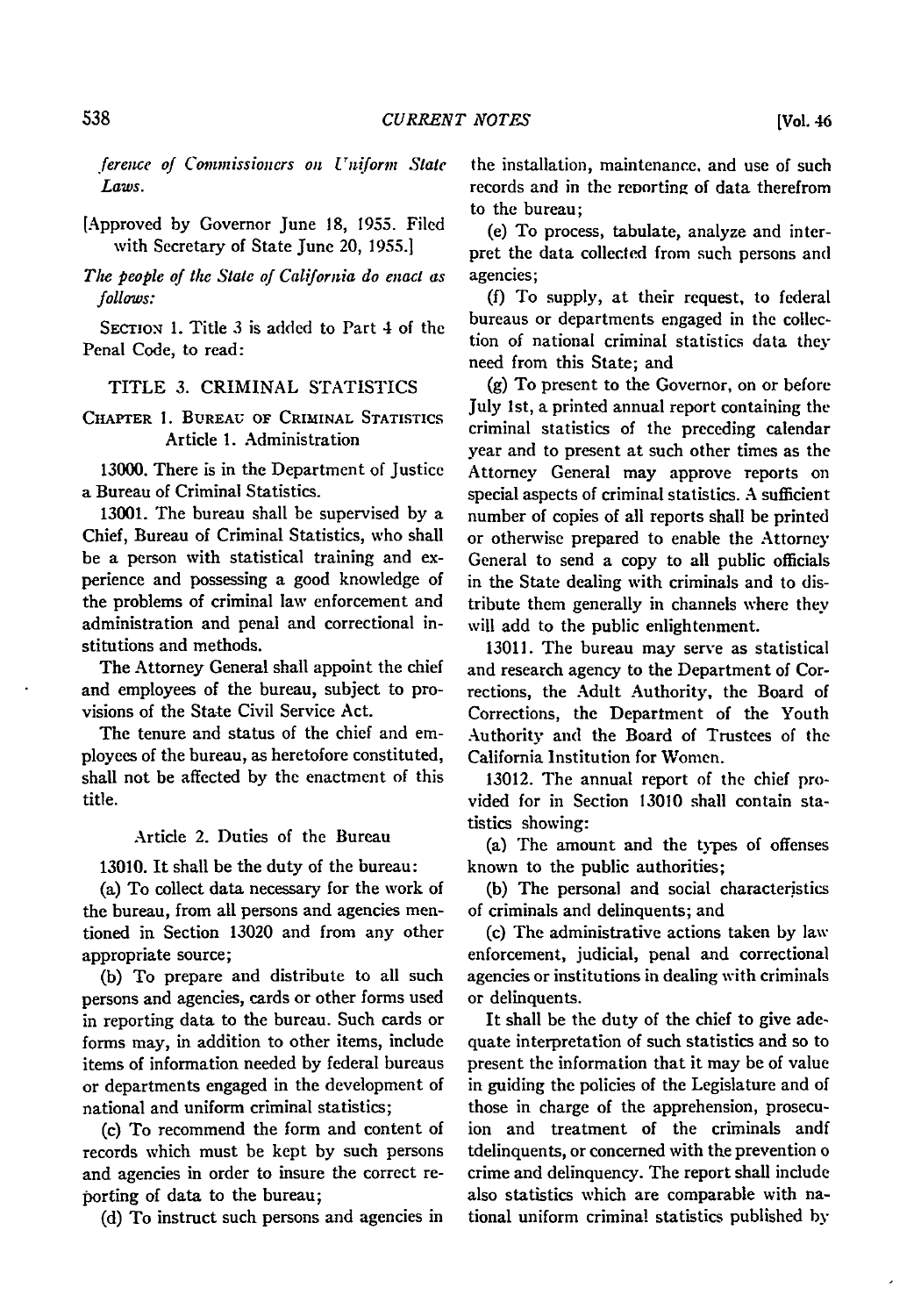*ference of Commissioners on Uniform State Laws.*

[Approved by Governor June 18, 1955. Filed with Secretary of State June 20, 1955.]

*The people of the State of California do enact as follows:*

SECTION 1. Title 3 is added to Part 4 of the Penal Code, to read:

## TITLE 3. CRIMINAL STATISTICS

### CHAPTER 1. BUREAU OF CRIMINAL STATISTICS

#### Article 1. Administration

13000. There is in the Department of Justice a Bureau of Criminal Statistics.

13001. The bureau shall be supervised by a Chief, Bureau of Criminal Statistics, who shall be a person with statistical training and experience and possessing a good knowledge of the problems of criminal law enforcement and administration and penal and correctional institutions and methods.

The Attorney General shall appoint the chief and employees of the bureau, subject to provisions of the State Civil Service Act.

The tenure and status of the chief and employees of the bureau, as heretofore constituted, shall not be affected by the enactment of this title.

#### Article 2. Duties of the Bureau

13010. It shall be the duty of the bureau:

(a) To collect data necessary for the work of the bureau, from all persons and agencies mentioned in Section 13020 and from any other appropriate source;

(b) To prepare and distribute to all such persons and agencies, cards or other forms used in reporting data to the bureau. Such cards or forms may, in addition to other items, include items of information needed by federal bureaus or departments engaged in the development of national and uniform criminal statistics;

(c) To recommend the form and content of records which must be kept by such persons and agencies in order to insure the correct reporting of data to the bureau;

(d) To instruct such persons and agencies in the installation, maintenance, and use of such records and in the reporting of data therefrom to the bureau;

(e) To process, tabulate, analyze and interpret the data collected from such persons and agencies;

(f) To supply, at their request, to federal bureaus or departments engaged in the collection of national criminal statistics data they need from this State; and

(g) To present to the Governor, on or before July 1st, a printed annual report containing the criminal statistics of the preceding calendar year and to present at such other times as the Attorney General may approve reports on special aspects of criminal statistics. A sufficient number of copies of all reports shall be printed or otherwise prepared to enable the Attorney General to send a copy to all public officials in the State dealing with criminals and to distribute them generally in channels where they will add to the public enlightenment.

13011. The bureau may serve as statistical and research agency to the Department of Corrections, the Adult Authority, the Board of Corrections, the Department of the Youth Authority and the Board of Trustees of the California Institution for Women.

13012. The annual report of the chief provided for in Section 13010 shall contain statistics showing:

(a) The amount and the types of offenses known to the public authorities;

(b) The personal and social characteristics of criminals and delinquents; and

(c) The administrative actions taken by law enforcement, judicial, penal and correctional agencies or institutions in dealing with criminals or delinquents.

It shall be the duty of the chief to give adequate interpretation of such statistics and so to present the information that it may be of value in guiding the policies of the Legislature and of those in charge of the apprehension, prosecuion and treatment of the criminals andf tdelinquents, or concerned with the prevention o crime and delinquency. The report shall include also statistics which are comparable with national uniform criminal statistics published by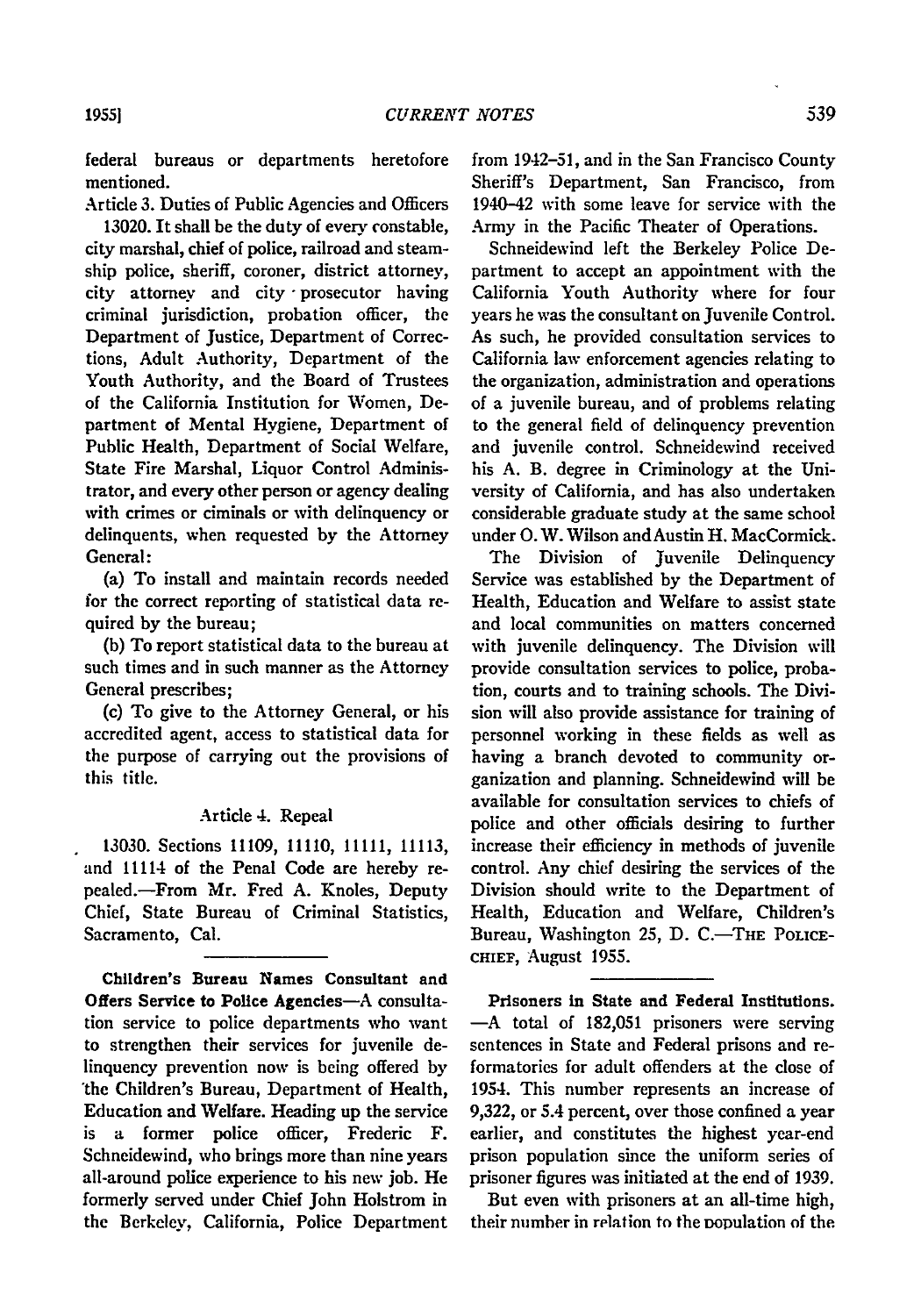federal bureaus or departments heretofore mentioned.

Article 3. Duties of Public Agencies and Officers

13020. It shall be the duty of every constable, city marshal, chief of police, railroad and steamship police, sheriff, coroner, district attorney, city attorney and city prosecutor having criminal jurisdiction, probation officer, the Department of Justice, Department of Corrections, Adult Authority, Department of the Youth Authority, and the Board of Trustees of the California Institution for Women, Department of Mental Hygiene, Department of Public Health, Department of Social Welfare, State Fire Marshal, Liquor Control Administrator, and every other person or agency dealing with crimes or ciminals or with delinquency or delinquents, when requested by the Attorney General:

(a) To install and maintain records needed for the correct reporting of statistical data required by the bureau;

(b) To report statistical data to the bureau at such times and in such manner as the Attorney General prescribes;

(c) To give to the Attorney General, or his accredited agent, access to statistical data for the purpose of carrying out the provisions of this title.

Article 4. Repeal

13030. Sections 11109, 11110, 11111, 11113, and 11114 of the Penal Code are hereby repealed.—From Mr. Fred A. Knoles, Deputy Chief, State Bureau of Criminal Statistics, Sacramento, Cal.

**Children's Bureau Names Consultant and Offers Service to Police Agencies**—A consultation service to police departments who want to strengthen their services for juvenile delinquency prevention now is being offered by the Children's Bureau, Department of Health, Education and Welfare. Heading up the service is a former police officer, Frederic F. Schneidewind, who brings more than nine years all-around police experience to his new job. He formerly served under Chief John Holstrom in the Berkeley, California, Police Department from 1942–51, and in the San Francisco County Sheriff's Department, San Francisco, from 1940–42 with some leave for service with the Army in the Pacific Theater of Operations.

Schneidewind left the Berkeley Police Department to accept an appointment with the California Youth Authority where for four years he was the consultant on Juvenile Control. As such, he provided consultation services to California law enforcement agencies relating to the organization, administration and operations of a juvenile bureau, and of problems relating to the general field of delinquency prevention and juvenile control. Schneidewind received his A. B. degree in Criminology at the University of California, and has also undertaken considerable graduate study at the same school under O. W. Wilson and Austin H. MacCormick.

The Division of Juvenile Delinquency Service was established by the Department of Health, Education and Welfare to assist state and local communities on matters concerned with juvenile delinquency. The Division will provide consultation services to police, probation, courts and to training schools. The Division will also provide assistance for training of personnel working in these fields as well as having a branch devoted to community organization and planning. Schneidewind will be available for consultation services to chiefs of police and other officials desiring to further increase their efficiency in methods of juvenile control. Any chief desiring the services of the Division should write to the Department of Health, Education and Welfare, Children's Bureau, Washington 25, D. C.—THE POLICE-CHIEF, August 1955.

**Prisoners in State and Federal Institutions.**—A total of 182,051 prisoners were serving sentences in State and Federal prisons and reformatories for adult offenders at the close of 1954. This number represents an increase of 9,322, or 5.4 percent, over those confined a year earlier, and constitutes the highest year-end prison population since the uniform series of prisoner figures was initiated at the end of 1939.

But even with prisoners at an all-time high, their number in relation to the population of the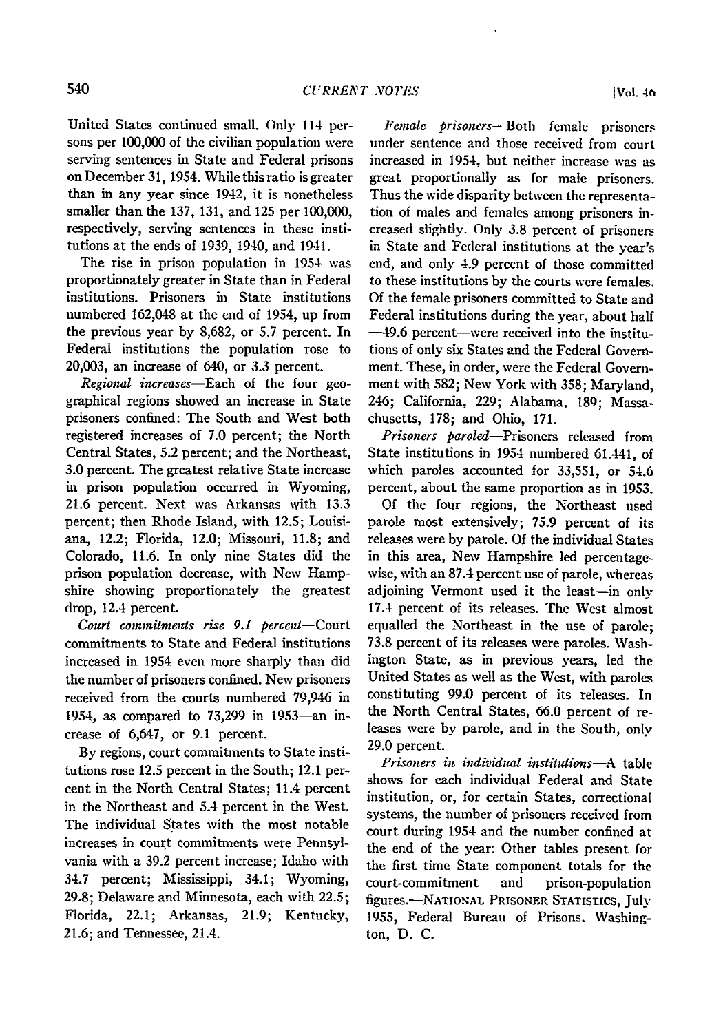United States continued small. Only 114 persons per 100,000 of the civilian population were serving sentences in State and Federal prisons on December 31, 1954. While this ratio is greater than in any year since 1942, it is nonetheless smaller than the 137, 131, and 125 per 100,000, respectively, serving sentences in these institutions at the ends of 1939, 1940, and 1941.

The rise in prison population in 1954 was proportionately greater in State than in Federal institutions. Prisoners in State institutions numbered 162,048 at the end of 1954, up from the previous year by 8,682, or 5.7 percent. In Federal institutions the population rose to 20,003, an increase of 640, or 3.3 percent.

*Regional increases*—Each of the four geographical regions showed an increase in State prisoners confined: The South and West both registered increases of 7.0 percent; the North Central States, 5.2 percent; and the Northeast, 3.0 percent. The greatest relative State increase in prison population occurred in Wyoming, 21.6 percent. Next was Arkansas with 13.3 percent; then Rhode Island, with 12.5; Louisiana, 12.2; Florida, 12.0; Missouri, 11.8; and Colorado, 11.6. In only nine States did the prison population decrease, with New Hampshire showing proportionately the greatest drop, 12.4 percent.

*Court commitments rise 9.1 percent*—Court commitments to State and Federal institutions increased in 1954 even more sharply than did the number of prisoners confined. New prisoners received from the courts numbered 79,946 in 1954, as compared to 73,299 in 1953—an increase of 6,647, or 9.1 percent.

By regions, court commitments to State institutions rose 12.5 percent in the South; 12.1 percent in the North Central States; 11.4 percent in the Northeast and 5.4 percent in the West. The individual States with the most notable increases in court commitments were Pennsylvania with a 39.2 percent increase; Idaho with 34.7 percent; Mississippi, 34.1; Wyoming, 29.8; Delaware and Minnesota, each with 22.5; Florida, 22.1; Arkansas, 21.9; Kentucky, 21.6; and Tennessee, 21.4.

*Female prisoners*—Both female prisoners under sentence and those received from court increased in 1954, but neither increase was as great proportionally as for male prisoners. Thus the wide disparity between the representation of males and females among prisoners increased slightly. Only 3.8 percent of prisoners in State and Federal institutions at the year's end, and only 4.9 percent of those committed to these institutions by the courts were females. Of the female prisoners committed to State and Federal institutions during the year, about half —49.6 percent—were received into the institutions of only six States and the Federal Government. These, in order, were the Federal Government with 582; New York with 358; Maryland, 246; California, 229; Alabama, 189; Massachusetts, 178; and Ohio, 171.

*Prisoners paroled*—Prisoners released from State institutions in 1954 numbered 61,441, of which paroles accounted for 33,551, or 54.6 percent, about the same proportion as in 1953.

Of the four regions, the Northeast used parole most extensively; 75.9 percent of its releases were by parole. Of the individual States in this area, New Hampshire led percentagewise, with an 87.4 percent use of parole, whereas adjoining Vermont used it the least—in only 17.4 percent of its releases. The West almost equalled the Northeast in the use of parole; 73.8 percent of its releases were paroles. Washington State, as in previous years, led the United States as well as the West, with paroles constituting 99.0 percent of its releases. In the North Central States, 66.0 percent of releases were by parole, and in the South, only 29.0 percent.

*Prisoners in individual institutions*—A table shows for each individual Federal and State institution, or, for certain States, correctional systems, the number of prisoners received from court during 1954 and the number confined at the end of the year. Other tables present for the first time State component totals for the court-commitment and prison-population figures.—NATIONAL PRISONER STATISTICS, July 1955, Federal Bureau of Prisons. Washington, D. C.